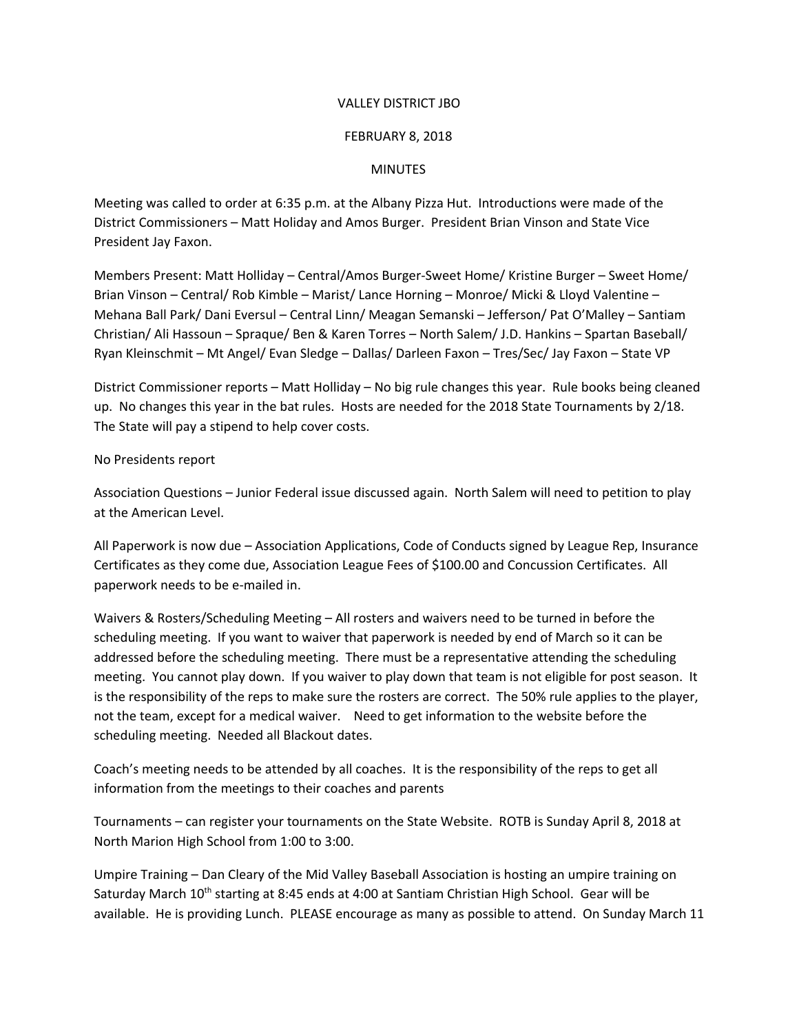VALLEY DISTRICT JBO

FEBRUARY 8, 2018

MINUTES

Meeting was called to order at 6:35 p.m. at the Albany Pizza Hut. Introductions were made of the District Commissioners – Matt Holiday and Amos Burger. President Brian Vinson and State Vice President Jay Faxon.

Members Present: Matt Holliday – Central/Amos Burger-Sweet Home/ Kristine Burger – Sweet Home/ Brian Vinson – Central/ Rob Kimble – Marist/ Lance Horning – Monroe/ Micki & Lloyd Valentine – Mehana Ball Park/ Dani Eversul – Central Linn/ Meagan Semanski – Jefferson/ Pat O'Malley – Santiam Christian/ Ali Hassoun – Spraque/ Ben & Karen Torres – North Salem/ J.D. Hankins – Spartan Baseball/ Ryan Kleinschmit – Mt Angel/ Evan Sledge – Dallas/ Darleen Faxon – Tres/Sec/ Jay Faxon – State VP

District Commissioner reports – Matt Holliday – No big rule changes this year. Rule books being cleaned up. No changes this year in the bat rules. Hosts are needed for the 2018 State Tournaments by 2/18. The State will pay a stipend to help cover costs.

No Presidents report

Association Questions – Junior Federal issue discussed again. North Salem will need to petition to play at the American Level.

All Paperwork is now due – Association Applications, Code of Conducts signed by League Rep, Insurance Certificates as they come due, Association League Fees of $100.00 and Concussion Certificates. All paperwork needs to be e-mailed in.

Waivers & Rosters/Scheduling Meeting – All rosters and waivers need to be turned in before the scheduling meeting. If you want to waiver that paperwork is needed by end of March so it can be addressed before the scheduling meeting. There must be a representative attending the scheduling meeting. You cannot play down. If you waiver to play down that team is not eligible for post season. It is the responsibility of the reps to make sure the rosters are correct. The 50% rule applies to the player, not the team, except for a medical waiver. Need to get information to the website before the scheduling meeting. Needed all Blackout dates.

Coach's meeting needs to be attended by all coaches. It is the responsibility of the reps to get all information from the meetings to their coaches and parents

Tournaments – can register your tournaments on the State Website. ROTB is Sunday April 8, 2018 at North Marion High School from 1:00 to 3:00.

Umpire Training – Dan Cleary of the Mid Valley Baseball Association is hosting an umpire training on Saturday March 10th starting at 8:45 ends at 4:00 at Santiam Christian High School. Gear will be available. He is providing Lunch. PLEASE encourage as many as possible to attend. On Sunday March 11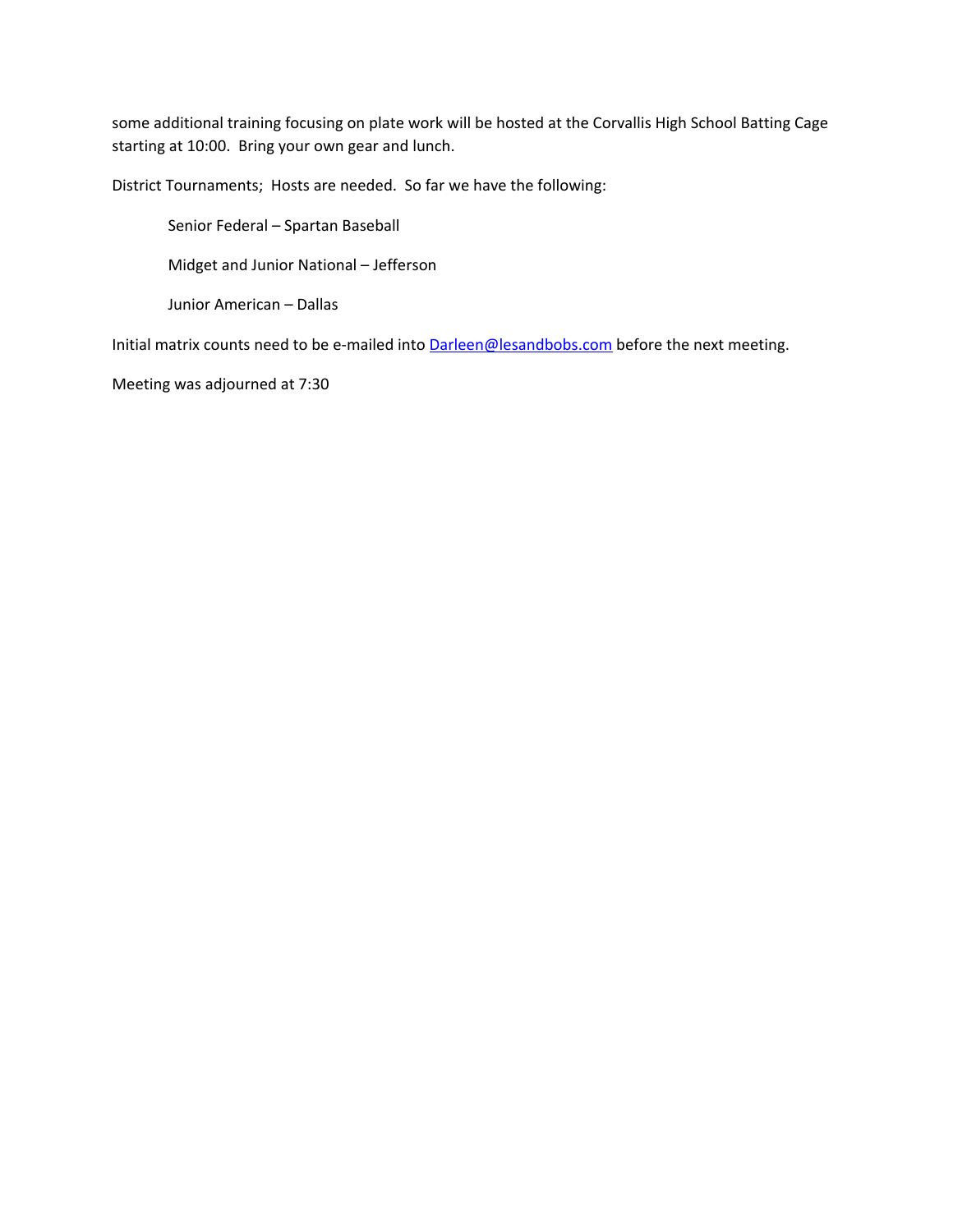some additional training focusing on plate work will be hosted at the Corvallis High School Batting Cage starting at 10:00. Bring your own gear and lunch.

District Tournaments; Hosts are needed. So far we have the following:

Senior Federal – Spartan Baseball

Midget and Junior National – Jefferson

Junior American – Dallas

Initial matrix counts need to be e-mailed into Darleen@lesandbobs.com before the next meeting.

Meeting was adjourned at 7:30